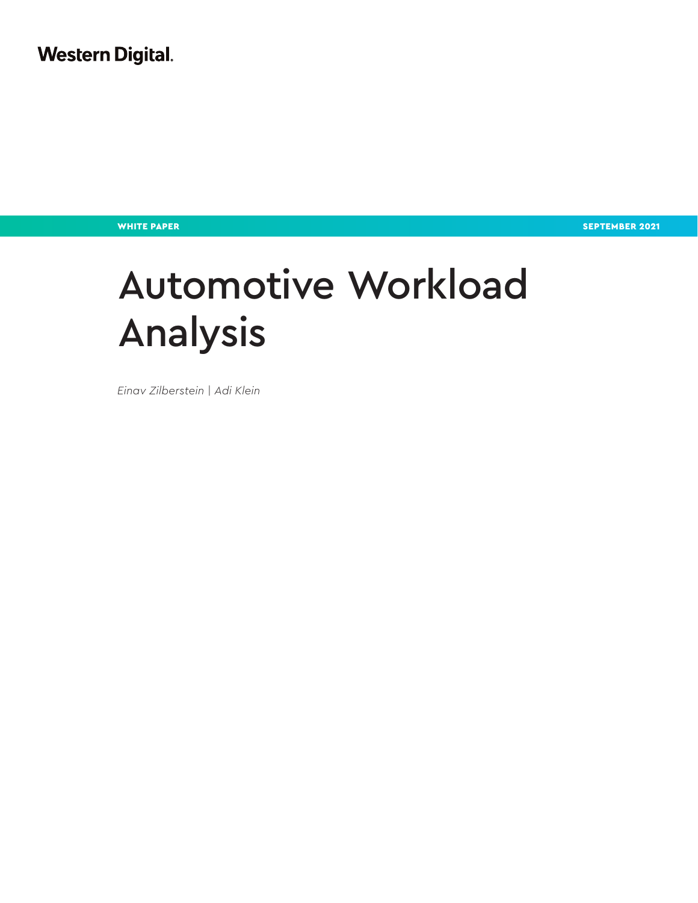Western Digital.

**WHITE PAPER** **SEPTEMBER 2021**

# Automotive Workload Analysis

*Einav Zilberstein | Adi Klein*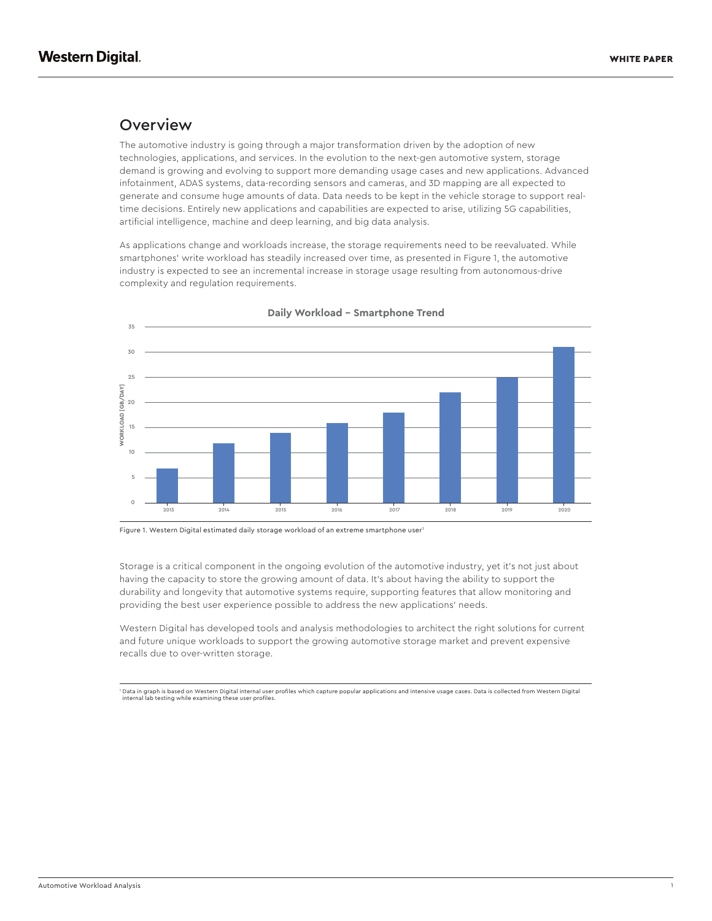## Overview

The automotive industry is going through a major transformation driven by the adoption of new technologies, applications, and services. In the evolution to the next-gen automotive system, storage demand is growing and evolving to support more demanding usage cases and new applications. Advanced infotainment, ADAS systems, data-recording sensors and cameras, and 3D mapping are all expected to generate and consume huge amounts of data. Data needs to be kept in the vehicle storage to support real-time decisions. Entirely new applications and capabilities are expected to arise, utilizing 5G capabilities, artificial intelligence, machine and deep learning, and big data analysis.

As applications change and workloads increase, the storage requirements need to be reevaluated. While smartphones' write workload has steadily increased over time, as presented in Figure 1, the automotive industry is expected to see an incremental increase in storage usage resulting from autonomous-drive complexity and regulation requirements.

**Daily Workload – Smartphone Trend**

| Year | Workload [GB/Day] |
|---|---|
| 2013 | 7 |
| 2014 | 12 |
| 2015 | 14 |
| 2016 | 16 |
| 2017 | 18 |
| 2018 | 22 |
| 2019 | 25 |
| 2020 | 31 |

Figure 1. Western Digital estimated daily storage workload of an extreme smartphone user[1]

Storage is a critical component in the ongoing evolution of the automotive industry, yet it's not just about having the capacity to store the growing amount of data. It's about having the ability to support the durability and longevity that automotive systems require, supporting features that allow monitoring and providing the best user experience possible to address the new applications' needs.

Western Digital has developed tools and analysis methodologies to architect the right solutions for current and future unique workloads to support the growing automotive storage market and prevent expensive recalls due to over-written storage.

[1] Data in graph is based on Western Digital internal user profiles which capture popular applications and intensive usage cases. Data is collected from Western Digital internal lab testing while examining these user profiles.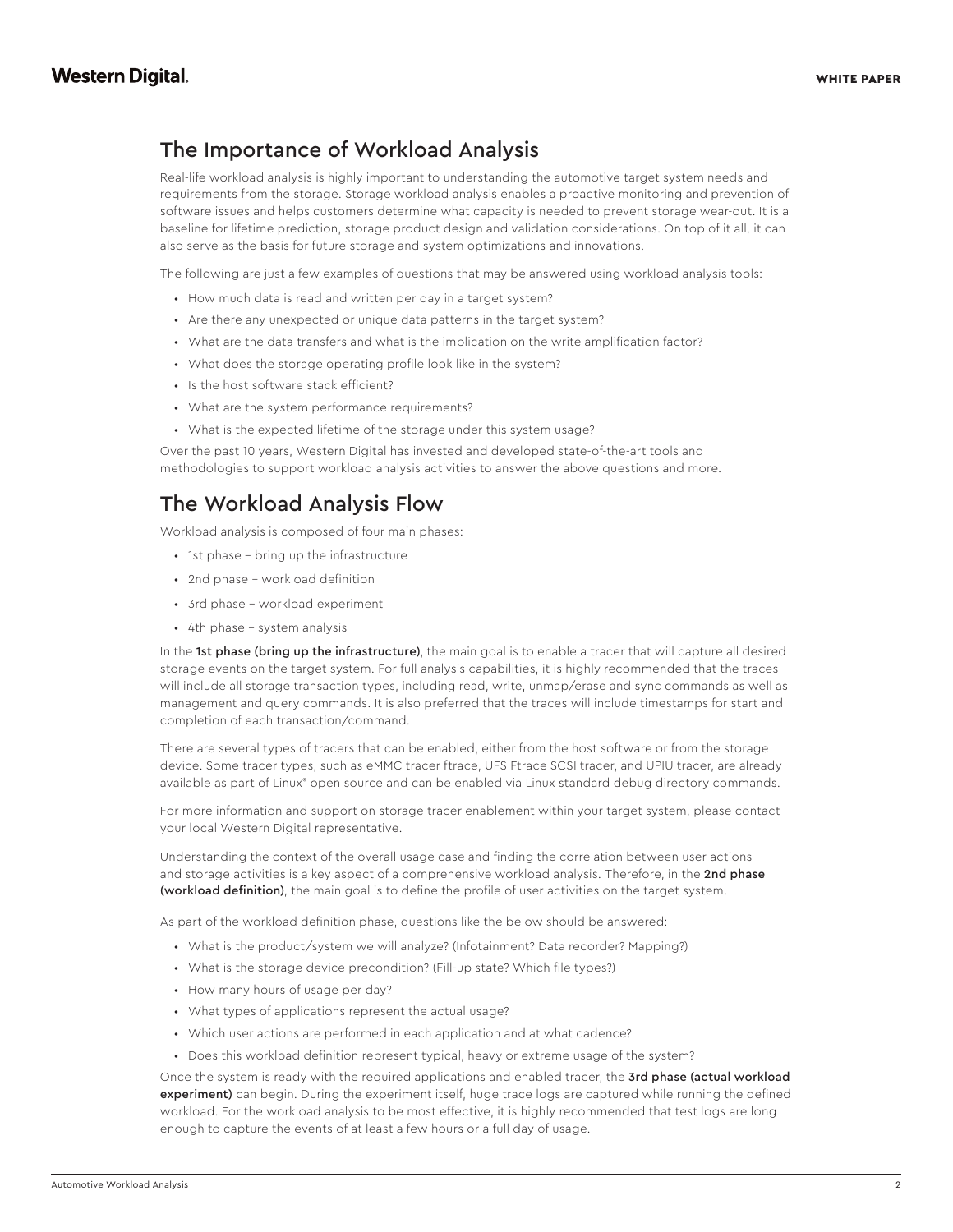## The Importance of Workload Analysis

Real-life workload analysis is highly important to understanding the automotive target system needs and requirements from the storage. Storage workload analysis enables a proactive monitoring and prevention of software issues and helps customers determine what capacity is needed to prevent storage wear-out. It is a baseline for lifetime prediction, storage product design and validation considerations. On top of it all, it can also serve as the basis for future storage and system optimizations and innovations.

The following are just a few examples of questions that may be answered using workload analysis tools:

- How much data is read and written per day in a target system?
- Are there any unexpected or unique data patterns in the target system?
- What are the data transfers and what is the implication on the write amplification factor?
- What does the storage operating profile look like in the system?
- Is the host software stack efficient?
- What are the system performance requirements?
- What is the expected lifetime of the storage under this system usage?

Over the past 10 years, Western Digital has invested and developed state-of-the-art tools and methodologies to support workload analysis activities to answer the above questions and more.

## The Workload Analysis Flow

Workload analysis is composed of four main phases:

- 1st phase – bring up the infrastructure
- 2nd phase – workload definition
- 3rd phase – workload experiment
- 4th phase – system analysis

In the **1st phase (bring up the infrastructure)**, the main goal is to enable a tracer that will capture all desired storage events on the target system. For full analysis capabilities, it is highly recommended that the traces will include all storage transaction types, including read, write, unmap/erase and sync commands as well as management and query commands. It is also preferred that the traces will include timestamps for start and completion of each transaction/command.

There are several types of tracers that can be enabled, either from the host software or from the storage device. Some tracer types, such as eMMC tracer ftrace, UFS Ftrace SCSI tracer, and UPIU tracer, are already available as part of Linux® open source and can be enabled via Linux standard debug directory commands.

For more information and support on storage tracer enablement within your target system, please contact your local Western Digital representative.

Understanding the context of the overall usage case and finding the correlation between user actions and storage activities is a key aspect of a comprehensive workload analysis. Therefore, in the **2nd phase (workload definition)**, the main goal is to define the profile of user activities on the target system.

As part of the workload definition phase, questions like the below should be answered:

- What is the product/system we will analyze? (Infotainment? Data recorder? Mapping?)
- What is the storage device precondition? (Fill-up state? Which file types?)
- How many hours of usage per day?
- What types of applications represent the actual usage?
- Which user actions are performed in each application and at what cadence?
- Does this workload definition represent typical, heavy or extreme usage of the system?

Once the system is ready with the required applications and enabled tracer, the **3rd phase (actual workload experiment)** can begin. During the experiment itself, huge trace logs are captured while running the defined workload. For the workload analysis to be most effective, it is highly recommended that test logs are long enough to capture the events of at least a few hours or a full day of usage.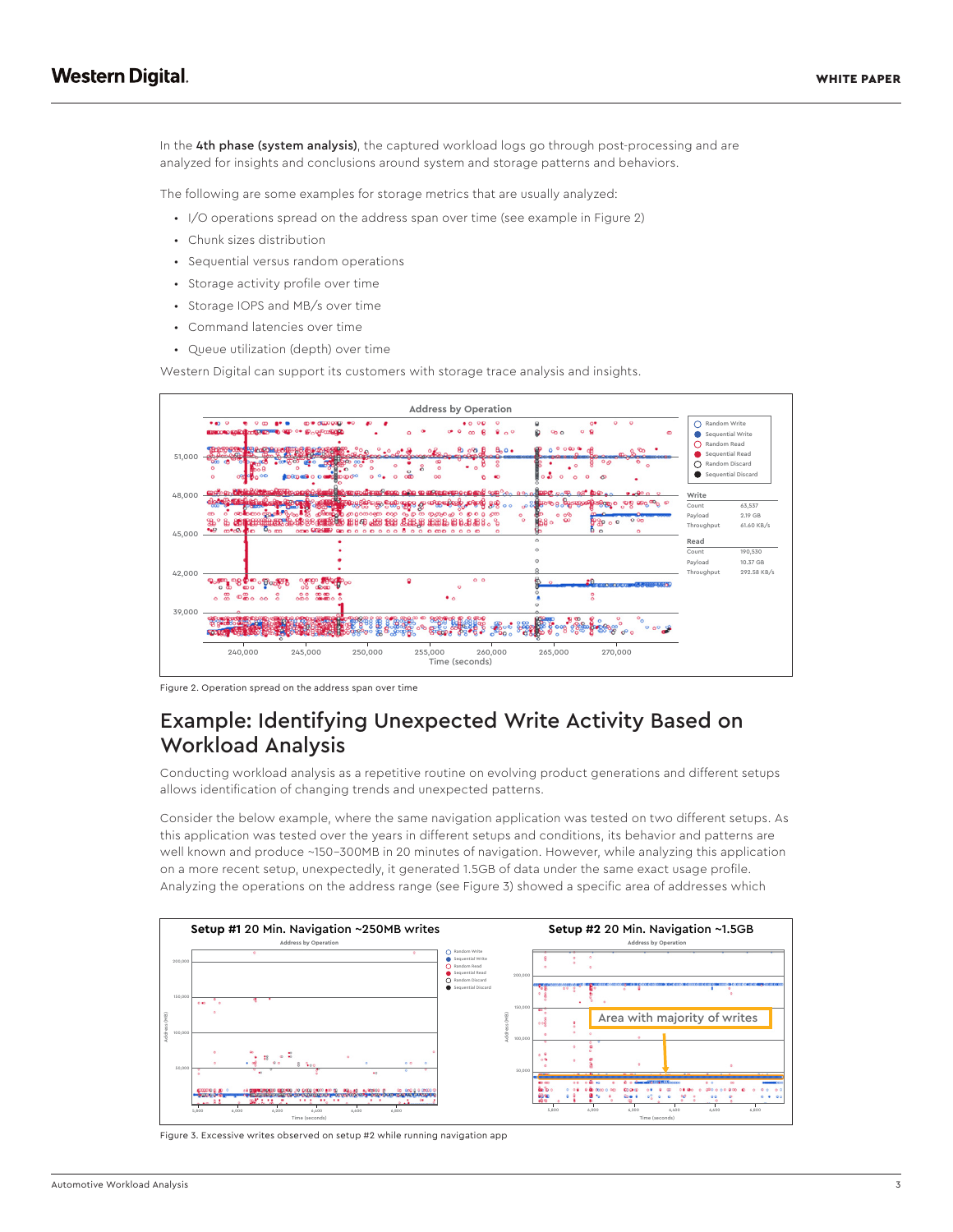In the **4th phase (system analysis)**, the captured workload logs go through post-processing and are analyzed for insights and conclusions around system and storage patterns and behaviors.

The following are some examples for storage metrics that are usually analyzed:

- I/O operations spread on the address span over time (see example in Figure 2)
- Chunk sizes distribution
- Sequential versus random operations
- Storage activity profile over time
- Storage IOPS and MB/s over time
- Command latencies over time
- Queue utilization (depth) over time

Western Digital can support its customers with storage trace analysis and insights.

Figure 2. Operation spread on the address span over time

## Example: Identifying Unexpected Write Activity Based on Workload Analysis

Conducting workload analysis as a repetitive routine on evolving product generations and different setups allows identification of changing trends and unexpected patterns.

Consider the below example, where the same navigation application was tested on two different setups. As this application was tested over the years in different setups and conditions, its behavior and patterns are well known and produce ~150–300MB in 20 minutes of navigation. However, while analyzing this application on a more recent setup, unexpectedly, it generated 1.5GB of data under the same exact usage profile. Analyzing the operations on the address range (see Figure 3) showed a specific area of addresses which

Figure 3. Excessive writes observed on setup #2 while running navigation app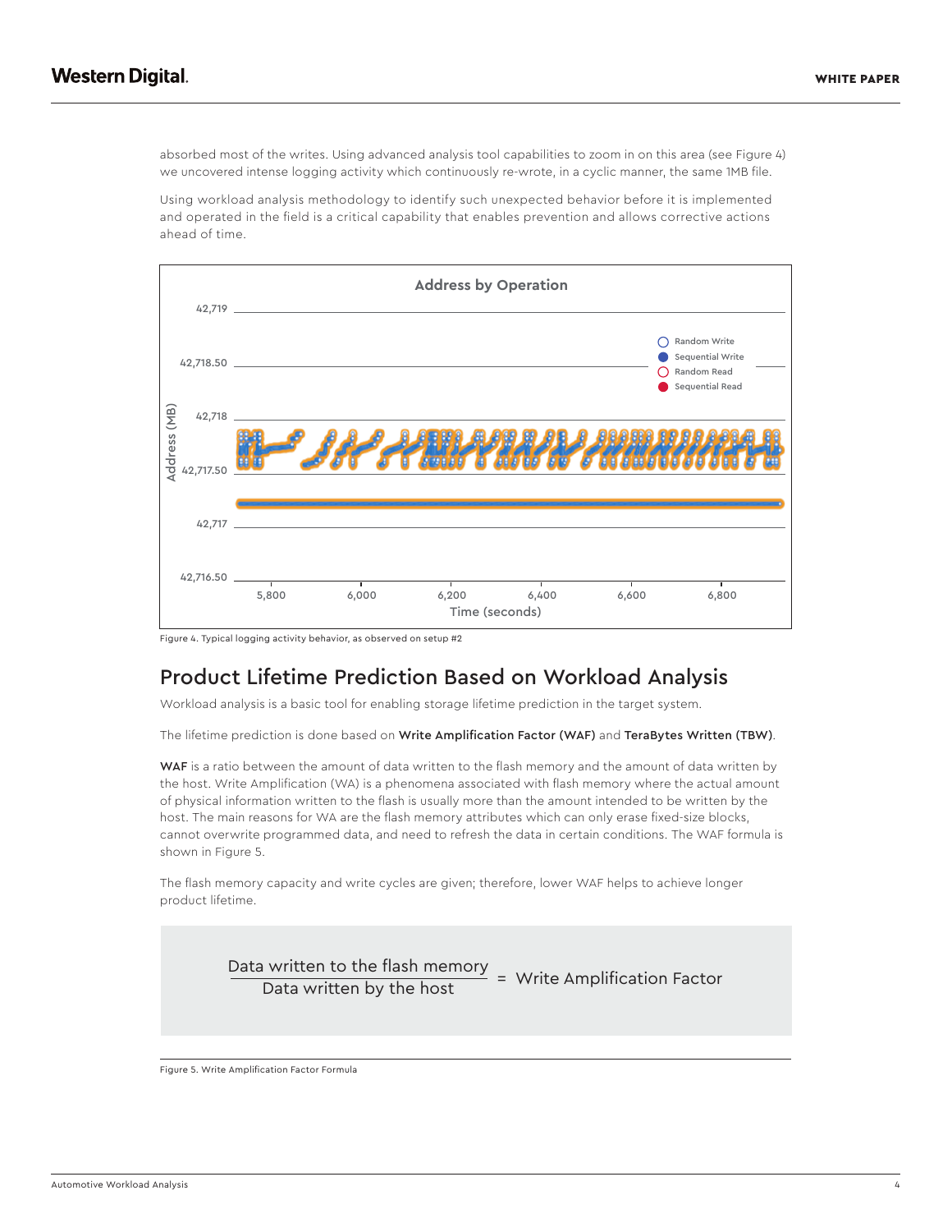absorbed most of the writes. Using advanced analysis tool capabilities to zoom in on this area (see Figure 4) we uncovered intense logging activity which continuously re-wrote, in a cyclic manner, the same 1MB file.

Using workload analysis methodology to identify such unexpected behavior before it is implemented and operated in the field is a critical capability that enables prevention and allows corrective actions ahead of time.

Figure 4. Typical logging activity behavior, as observed on setup #2

## Product Lifetime Prediction Based on Workload Analysis

Workload analysis is a basic tool for enabling storage lifetime prediction in the target system.

The lifetime prediction is done based on **Write Amplification Factor (WAF)** and **TeraBytes Written (TBW)**.

**WAF** is a ratio between the amount of data written to the flash memory and the amount of data written by the host. Write Amplification (WA) is a phenomena associated with flash memory where the actual amount of physical information written to the flash is usually more than the amount intended to be written by the host. The main reasons for WA are the flash memory attributes which can only erase fixed-size blocks, cannot overwrite programmed data, and need to refresh the data in certain conditions. The WAF formula is shown in Figure 5.

The flash memory capacity and write cycles are given; therefore, lower WAF helps to achieve longer product lifetime.

$$\frac{\text{Data written to the flash memory}}{\text{Data written by the host}} = \text{Write Amplification Factor}$$

Figure 5. Write Amplification Factor Formula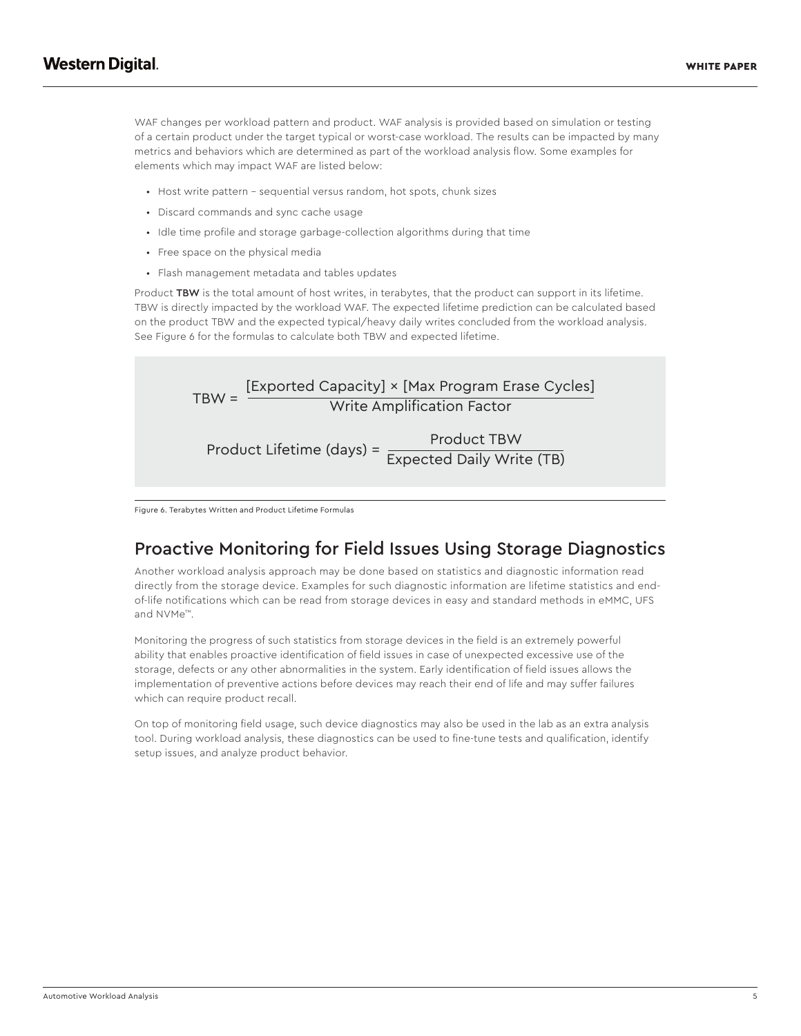WAF changes per workload pattern and product. WAF analysis is provided based on simulation or testing of a certain product under the target typical or worst-case workload. The results can be impacted by many metrics and behaviors which are determined as part of the workload analysis flow. Some examples for elements which may impact WAF are listed below:

- Host write pattern – sequential versus random, hot spots, chunk sizes
- Discard commands and sync cache usage
- Idle time profile and storage garbage-collection algorithms during that time
- Free space on the physical media
- Flash management metadata and tables updates

Product **TBW** is the total amount of host writes, in terabytes, that the product can support in its lifetime. TBW is directly impacted by the workload WAF. The expected lifetime prediction can be calculated based on the product TBW and the expected typical/heavy daily writes concluded from the workload analysis. See Figure 6 for the formulas to calculate both TBW and expected lifetime.

$$\text{TBW} = \frac{[\text{Exported Capacity}] \times [\text{Max Program Erase Cycles}]}{\text{Write Amplification Factor}}$$

$$\text{Product Lifetime (days)} = \frac{\text{Product TBW}}{\text{Expected Daily Write (TB)}}$$

Figure 6. Terabytes Written and Product Lifetime Formulas

## Proactive Monitoring for Field Issues Using Storage Diagnostics

Another workload analysis approach may be done based on statistics and diagnostic information read directly from the storage device. Examples for such diagnostic information are lifetime statistics and end-of-life notifications which can be read from storage devices in easy and standard methods in eMMC, UFS and NVMe™.

Monitoring the progress of such statistics from storage devices in the field is an extremely powerful ability that enables proactive identification of field issues in case of unexpected excessive use of the storage, defects or any other abnormalities in the system. Early identification of field issues allows the implementation of preventive actions before devices may reach their end of life and may suffer failures which can require product recall.

On top of monitoring field usage, such device diagnostics may also be used in the lab as an extra analysis tool. During workload analysis, these diagnostics can be used to fine-tune tests and qualification, identify setup issues, and analyze product behavior.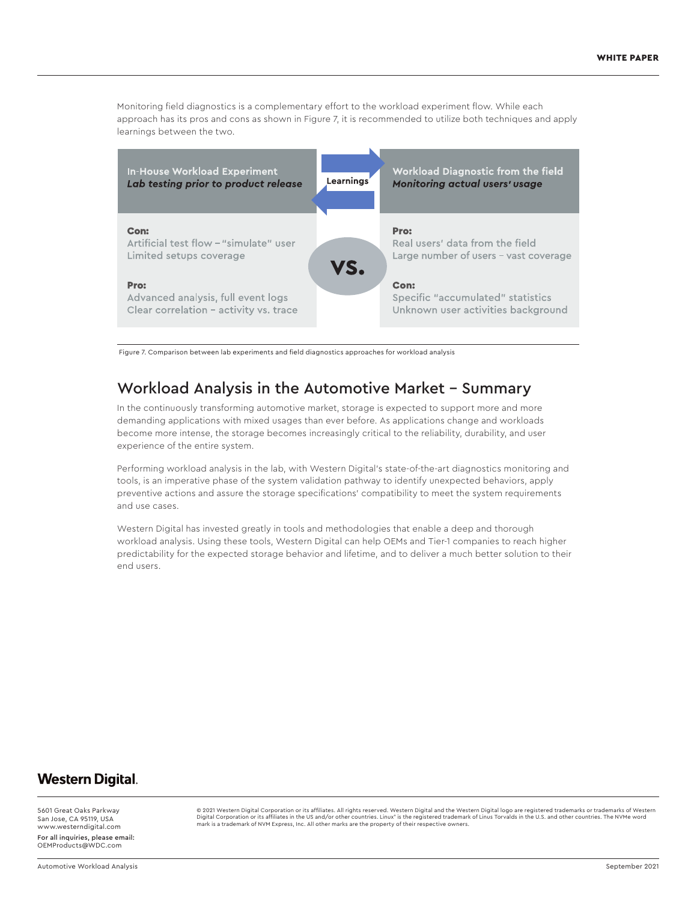Monitoring field diagnostics is a complementary effort to the workload experiment flow. While each approach has its pros and cons as shown in Figure 7, it is recommended to utilize both techniques and apply learnings between the two.

| In-House Workload Experiment *Lab testing prior to product release* | Learnings | Workload Diagnostic from the field *Monitoring actual users' usage* |
|---|---|---|
| **Con:** Artificial test flow – "simulate" user; Limited setups coverage | VS. | **Pro:** Real users' data from the field; Large number of users – vast coverage |
| **Pro:** Advanced analysis, full event logs; Clear correlation – activity vs. trace | | **Con:** Specific "accumulated" statistics; Unknown user activities background |

Figure 7. Comparison between lab experiments and field diagnostics approaches for workload analysis

## Workload Analysis in the Automotive Market – Summary

In the continuously transforming automotive market, storage is expected to support more and more demanding applications with mixed usages than ever before. As applications change and workloads become more intense, the storage becomes increasingly critical to the reliability, durability, and user experience of the entire system.

Performing workload analysis in the lab, with Western Digital's state-of-the-art diagnostics monitoring and tools, is an imperative phase of the system validation pathway to identify unexpected behaviors, apply preventive actions and assure the storage specifications' compatibility to meet the system requirements and use cases.

Western Digital has invested greatly in tools and methodologies that enable a deep and thorough workload analysis. Using these tools, Western Digital can help OEMs and Tier-1 companies to reach higher predictability for the expected storage behavior and lifetime, and to deliver a much better solution to their end users.

**Western Digital.**

5601 Great Oaks Parkway
San Jose, CA 95119, USA
www.westerndigital.com

**For all inquiries, please email:**
OEMProducts@WDC.com

© 2021 Western Digital Corporation or its affiliates. All rights reserved. Western Digital and the Western Digital logo are registered trademarks or trademarks of Western Digital Corporation or its affiliates in the US and/or other countries. Linux® is the registered trademark of Linus Torvalds in the U.S. and other countries. The NVMe word mark is a trademark of NVM Express, Inc. All other marks are the property of their respective owners.